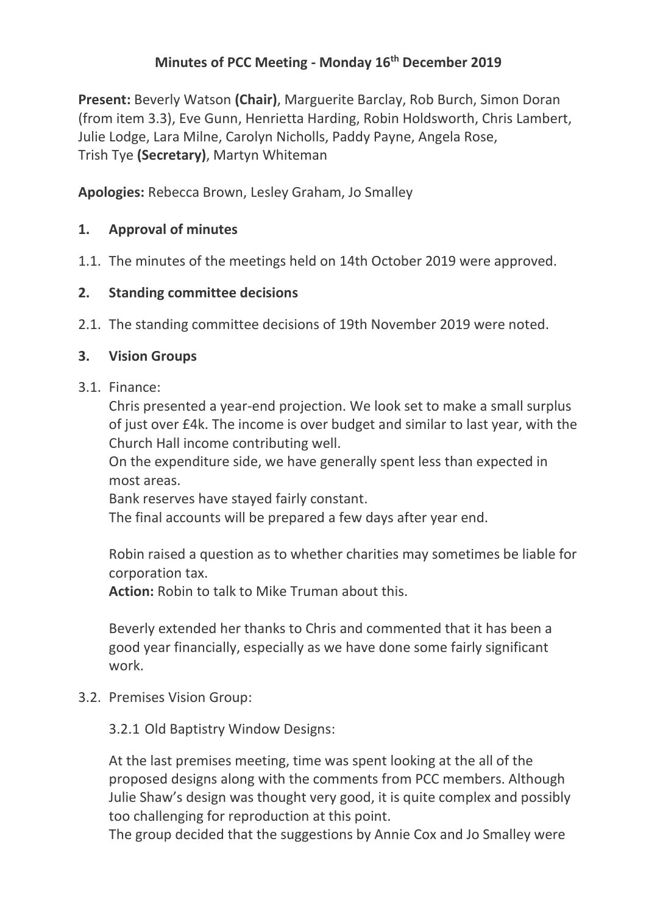# Minutes of PCC Meeting - Monday 16th December 2019

**Present:** Beverly Watson **(Chair)**, Marguerite Barclay, Rob Burch, Simon Doran (from item 3.3), Eve Gunn, Henrietta Harding, Robin Holdsworth, Chris Lambert, Julie Lodge, Lara Milne, Carolyn Nicholls, Paddy Payne, Angela Rose, Trish Tye **(Secretary)**, Martyn Whiteman

**Apologies:** Rebecca Brown, Lesley Graham, Jo Smalley

## 1. Approval of minutes

1.1. The minutes of the meetings held on 14th October 2019 were approved.

## 2. Standing committee decisions

2.1. The standing committee decisions of 19th November 2019 were noted.

## 3. Vision Groups

3.1. Finance:

Chris presented a year-end projection. We look set to make a small surplus of just over £4k. The income is over budget and similar to last year, with the Church Hall income contributing well.
On the expenditure side, we have generally spent less than expected in most areas.
Bank reserves have stayed fairly constant.
The final accounts will be prepared a few days after year end.

Robin raised a question as to whether charities may sometimes be liable for corporation tax.
**Action:** Robin to talk to Mike Truman about this.

Beverly extended her thanks to Chris and commented that it has been a good year financially, especially as we have done some fairly significant work.

3.2. Premises Vision Group:

3.2.1 Old Baptistry Window Designs:

At the last premises meeting, time was spent looking at the all of the proposed designs along with the comments from PCC members. Although Julie Shaw's design was thought very good, it is quite complex and possibly too challenging for reproduction at this point.
The group decided that the suggestions by Annie Cox and Jo Smalley were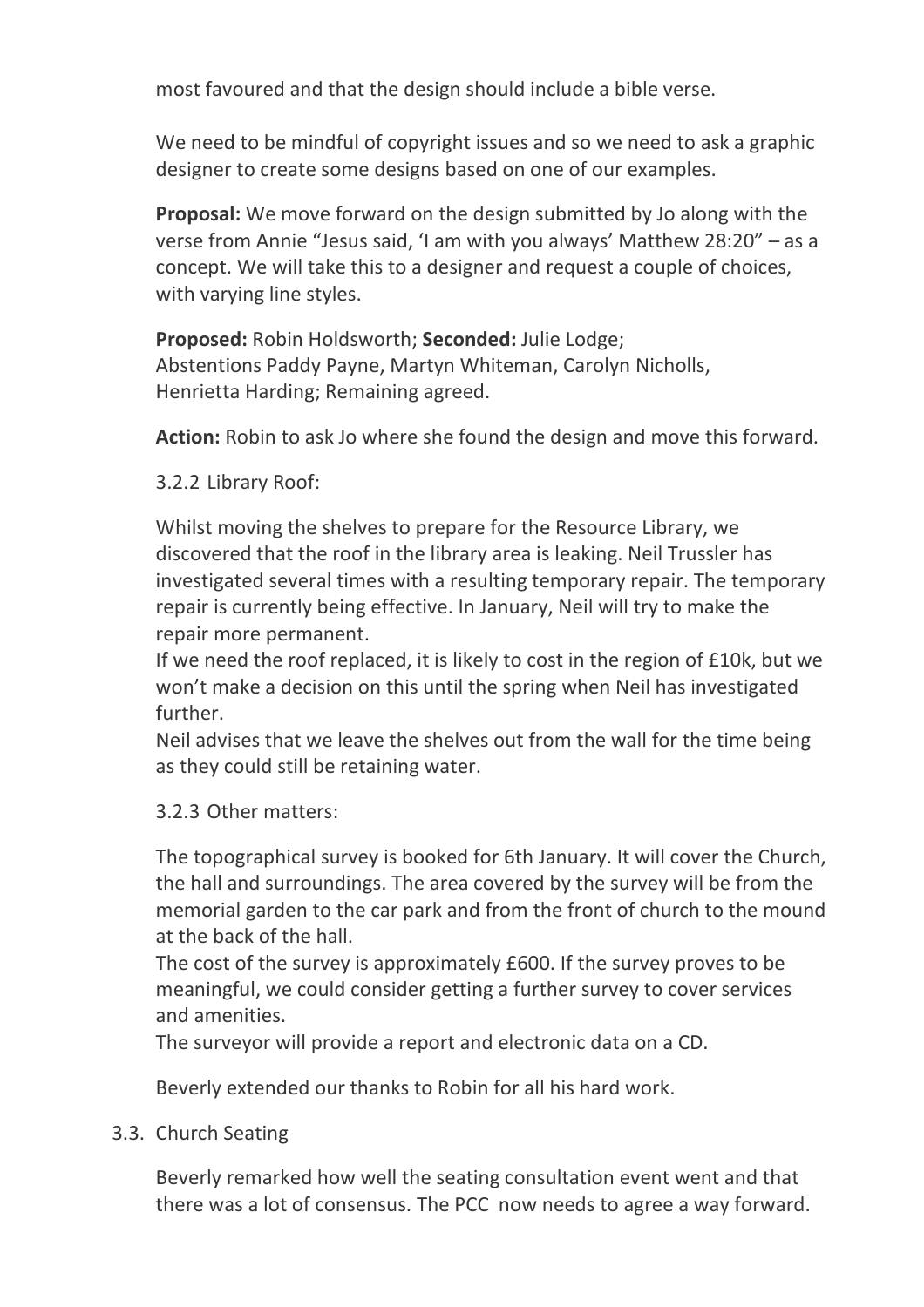most favoured and that the design should include a bible verse.

We need to be mindful of copyright issues and so we need to ask a graphic designer to create some designs based on one of our examples.

**Proposal:** We move forward on the design submitted by Jo along with the verse from Annie "Jesus said, 'I am with you always' Matthew 28:20" – as a concept. We will take this to a designer and request a couple of choices, with varying line styles.

**Proposed:** Robin Holdsworth; **Seconded:** Julie Lodge; Abstentions Paddy Payne, Martyn Whiteman, Carolyn Nicholls, Henrietta Harding; Remaining agreed.

**Action:** Robin to ask Jo where she found the design and move this forward.

3.2.2 Library Roof:

Whilst moving the shelves to prepare for the Resource Library, we discovered that the roof in the library area is leaking. Neil Trussler has investigated several times with a resulting temporary repair. The temporary repair is currently being effective. In January, Neil will try to make the repair more permanent.
If we need the roof replaced, it is likely to cost in the region of £10k, but we won't make a decision on this until the spring when Neil has investigated further.
Neil advises that we leave the shelves out from the wall for the time being as they could still be retaining water.

3.2.3 Other matters:

The topographical survey is booked for 6th January. It will cover the Church, the hall and surroundings. The area covered by the survey will be from the memorial garden to the car park and from the front of church to the mound at the back of the hall.
The cost of the survey is approximately £600. If the survey proves to be meaningful, we could consider getting a further survey to cover services and amenities.
The surveyor will provide a report and electronic data on a CD.

Beverly extended our thanks to Robin for all his hard work.

3.3. Church Seating

Beverly remarked how well the seating consultation event went and that there was a lot of consensus. The PCC now needs to agree a way forward.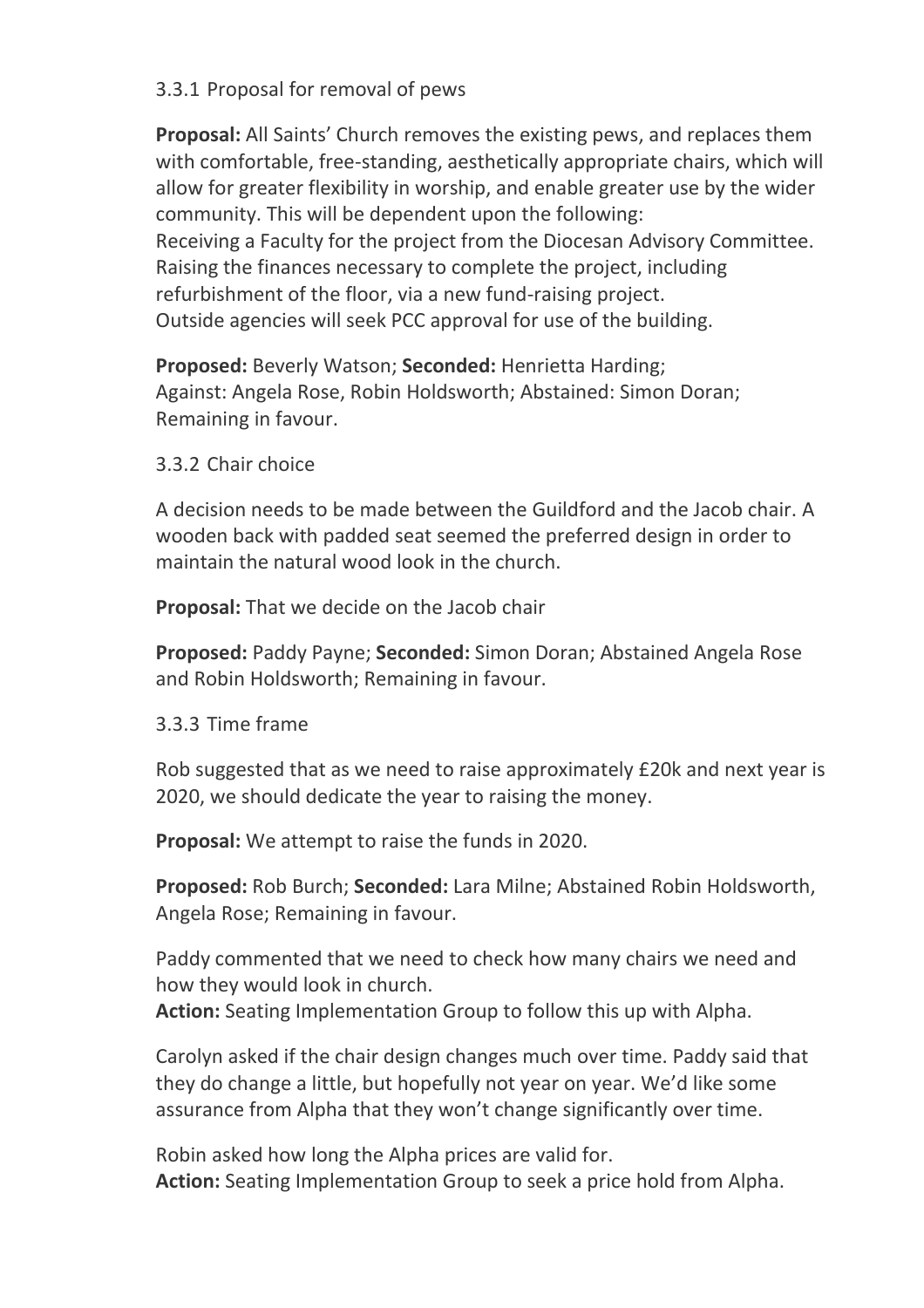### 3.3.1 Proposal for removal of pews

**Proposal:** All Saints' Church removes the existing pews, and replaces them with comfortable, free-standing, aesthetically appropriate chairs, which will allow for greater flexibility in worship, and enable greater use by the wider community. This will be dependent upon the following:
Receiving a Faculty for the project from the Diocesan Advisory Committee.
Raising the finances necessary to complete the project, including refurbishment of the floor, via a new fund-raising project.
Outside agencies will seek PCC approval for use of the building.

**Proposed:** Beverly Watson; **Seconded:** Henrietta Harding;
Against: Angela Rose, Robin Holdsworth; Abstained: Simon Doran;
Remaining in favour.

### 3.3.2 Chair choice

A decision needs to be made between the Guildford and the Jacob chair. A wooden back with padded seat seemed the preferred design in order to maintain the natural wood look in the church.

**Proposal:** That we decide on the Jacob chair

**Proposed:** Paddy Payne; **Seconded:** Simon Doran; Abstained Angela Rose and Robin Holdsworth; Remaining in favour.

### 3.3.3 Time frame

Rob suggested that as we need to raise approximately £20k and next year is 2020, we should dedicate the year to raising the money.

**Proposal:** We attempt to raise the funds in 2020.

**Proposed:** Rob Burch; **Seconded:** Lara Milne; Abstained Robin Holdsworth, Angela Rose; Remaining in favour.

Paddy commented that we need to check how many chairs we need and how they would look in church.
**Action:** Seating Implementation Group to follow this up with Alpha.

Carolyn asked if the chair design changes much over time. Paddy said that they do change a little, but hopefully not year on year. We'd like some assurance from Alpha that they won't change significantly over time.

Robin asked how long the Alpha prices are valid for.
**Action:** Seating Implementation Group to seek a price hold from Alpha.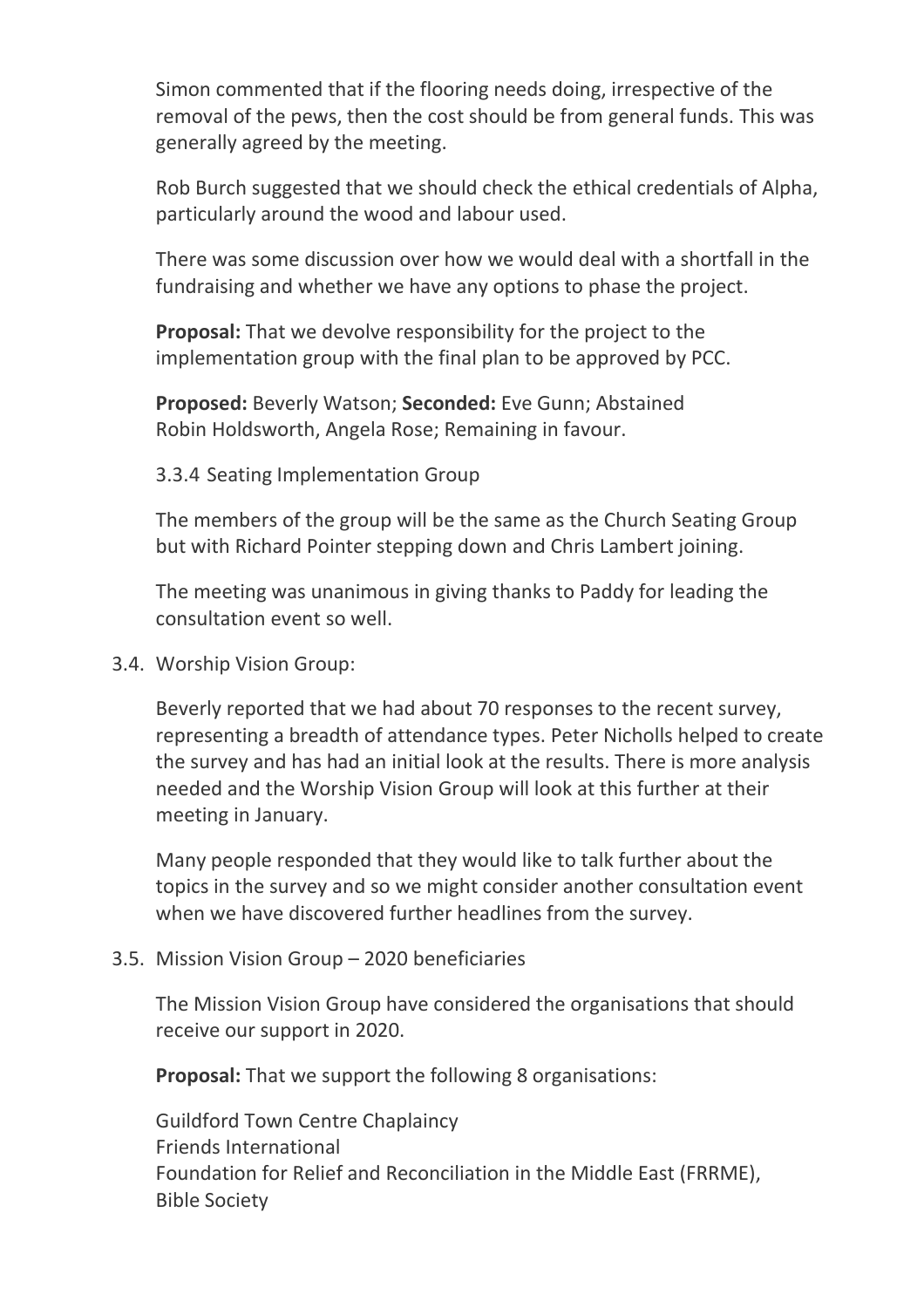Simon commented that if the flooring needs doing, irrespective of the removal of the pews, then the cost should be from general funds. This was generally agreed by the meeting.

Rob Burch suggested that we should check the ethical credentials of Alpha, particularly around the wood and labour used.

There was some discussion over how we would deal with a shortfall in the fundraising and whether we have any options to phase the project.

**Proposal:** That we devolve responsibility for the project to the implementation group with the final plan to be approved by PCC.

**Proposed:** Beverly Watson; **Seconded:** Eve Gunn; Abstained Robin Holdsworth, Angela Rose; Remaining in favour.

3.3.4 Seating Implementation Group

The members of the group will be the same as the Church Seating Group but with Richard Pointer stepping down and Chris Lambert joining.

The meeting was unanimous in giving thanks to Paddy for leading the consultation event so well.

3.4. Worship Vision Group:

Beverly reported that we had about 70 responses to the recent survey, representing a breadth of attendance types. Peter Nicholls helped to create the survey and has had an initial look at the results. There is more analysis needed and the Worship Vision Group will look at this further at their meeting in January.

Many people responded that they would like to talk further about the topics in the survey and so we might consider another consultation event when we have discovered further headlines from the survey.

3.5. Mission Vision Group – 2020 beneficiaries

The Mission Vision Group have considered the organisations that should receive our support in 2020.

**Proposal:** That we support the following 8 organisations:

Guildford Town Centre Chaplaincy
Friends International
Foundation for Relief and Reconciliation in the Middle East (FRRME),
Bible Society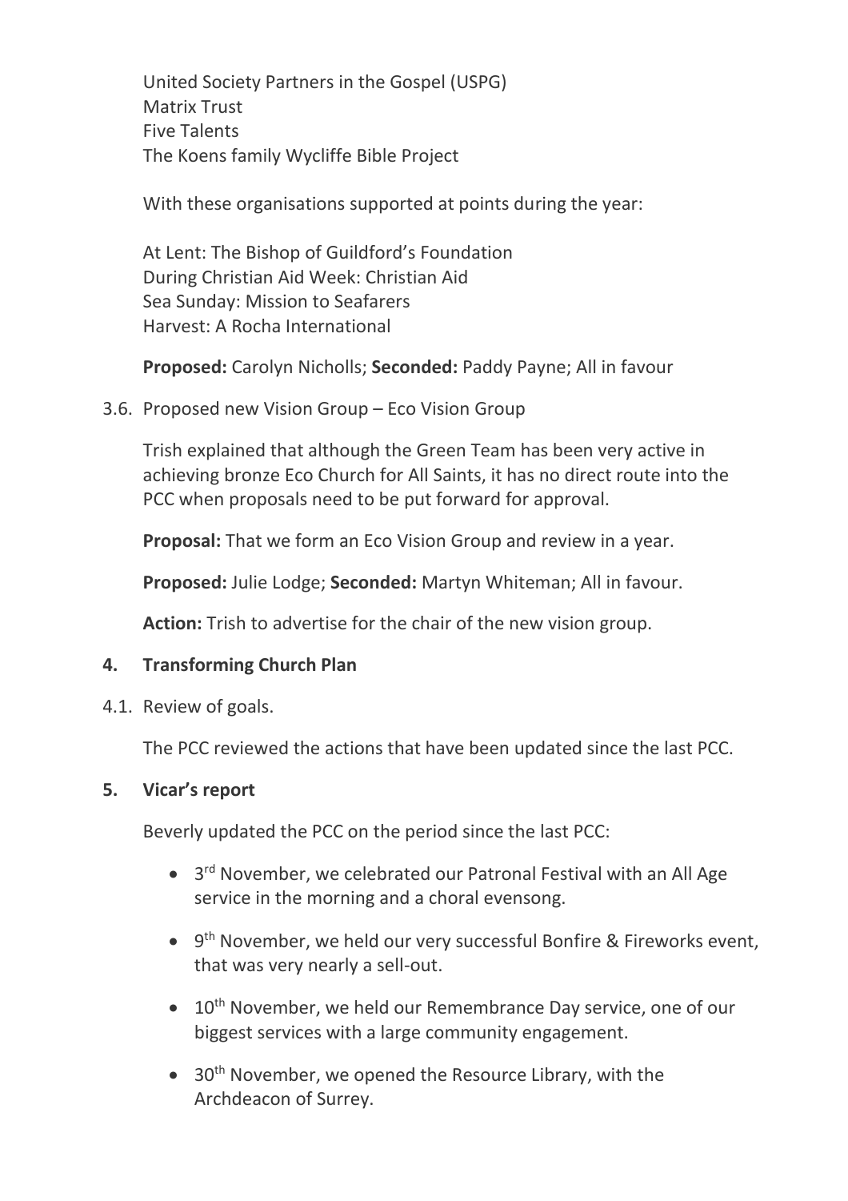United Society Partners in the Gospel (USPG)
Matrix Trust
Five Talents
The Koens family Wycliffe Bible Project

With these organisations supported at points during the year:

At Lent: The Bishop of Guildford's Foundation
During Christian Aid Week: Christian Aid
Sea Sunday: Mission to Seafarers
Harvest: A Rocha International

**Proposed:** Carolyn Nicholls; **Seconded:** Paddy Payne; All in favour

3.6. Proposed new Vision Group – Eco Vision Group

Trish explained that although the Green Team has been very active in achieving bronze Eco Church for All Saints, it has no direct route into the PCC when proposals need to be put forward for approval.

**Proposal:** That we form an Eco Vision Group and review in a year.

**Proposed:** Julie Lodge; **Seconded:** Martyn Whiteman; All in favour.

**Action:** Trish to advertise for the chair of the new vision group.

## 4. Transforming Church Plan

4.1. Review of goals.

The PCC reviewed the actions that have been updated since the last PCC.

## 5. Vicar's report

Beverly updated the PCC on the period since the last PCC:

- 3rd November, we celebrated our Patronal Festival with an All Age service in the morning and a choral evensong.
- 9th November, we held our very successful Bonfire & Fireworks event, that was very nearly a sell-out.
- 10th November, we held our Remembrance Day service, one of our biggest services with a large community engagement.
- 30th November, we opened the Resource Library, with the Archdeacon of Surrey.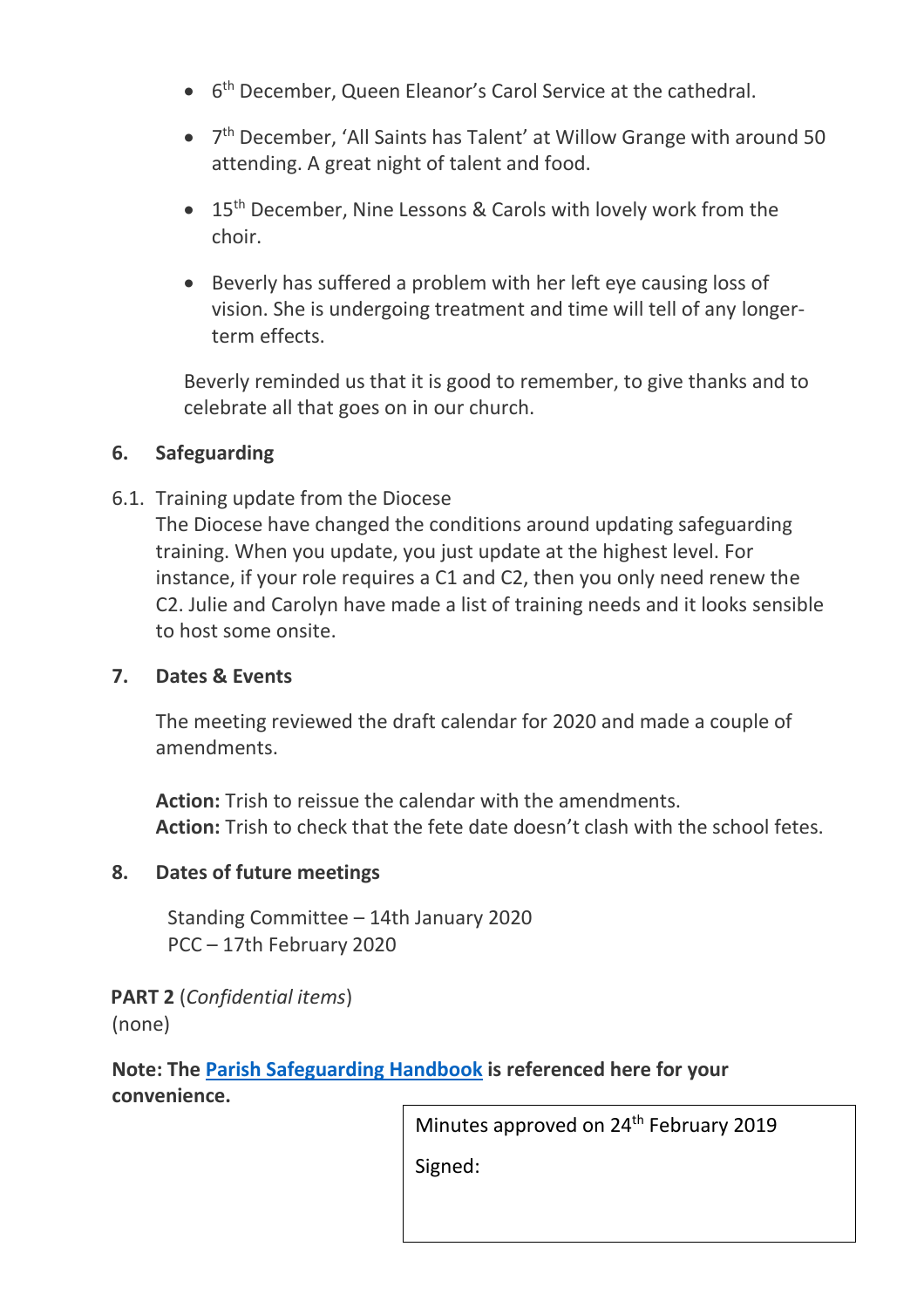- 6th December, Queen Eleanor's Carol Service at the cathedral.
- 7th December, 'All Saints has Talent' at Willow Grange with around 50 attending. A great night of talent and food.
- 15th December, Nine Lessons & Carols with lovely work from the choir.
- Beverly has suffered a problem with her left eye causing loss of vision. She is undergoing treatment and time will tell of any longer-term effects.

Beverly reminded us that it is good to remember, to give thanks and to celebrate all that goes on in our church.

## 6. Safeguarding

6.1. Training update from the Diocese
The Diocese have changed the conditions around updating safeguarding training. When you update, you just update at the highest level. For instance, if your role requires a C1 and C2, then you only need renew the C2. Julie and Carolyn have made a list of training needs and it looks sensible to host some onsite.

## 7. Dates & Events

The meeting reviewed the draft calendar for 2020 and made a couple of amendments.

**Action:** Trish to reissue the calendar with the amendments.
**Action:** Trish to check that the fete date doesn't clash with the school fetes.

## 8. Dates of future meetings

Standing Committee – 14th January 2020
PCC – 17th February 2020

**PART 2** (*Confidential items*)
(none)

**Note: The Parish Safeguarding Handbook is referenced here for your convenience.**

Minutes approved on 24th February 2019

Signed: